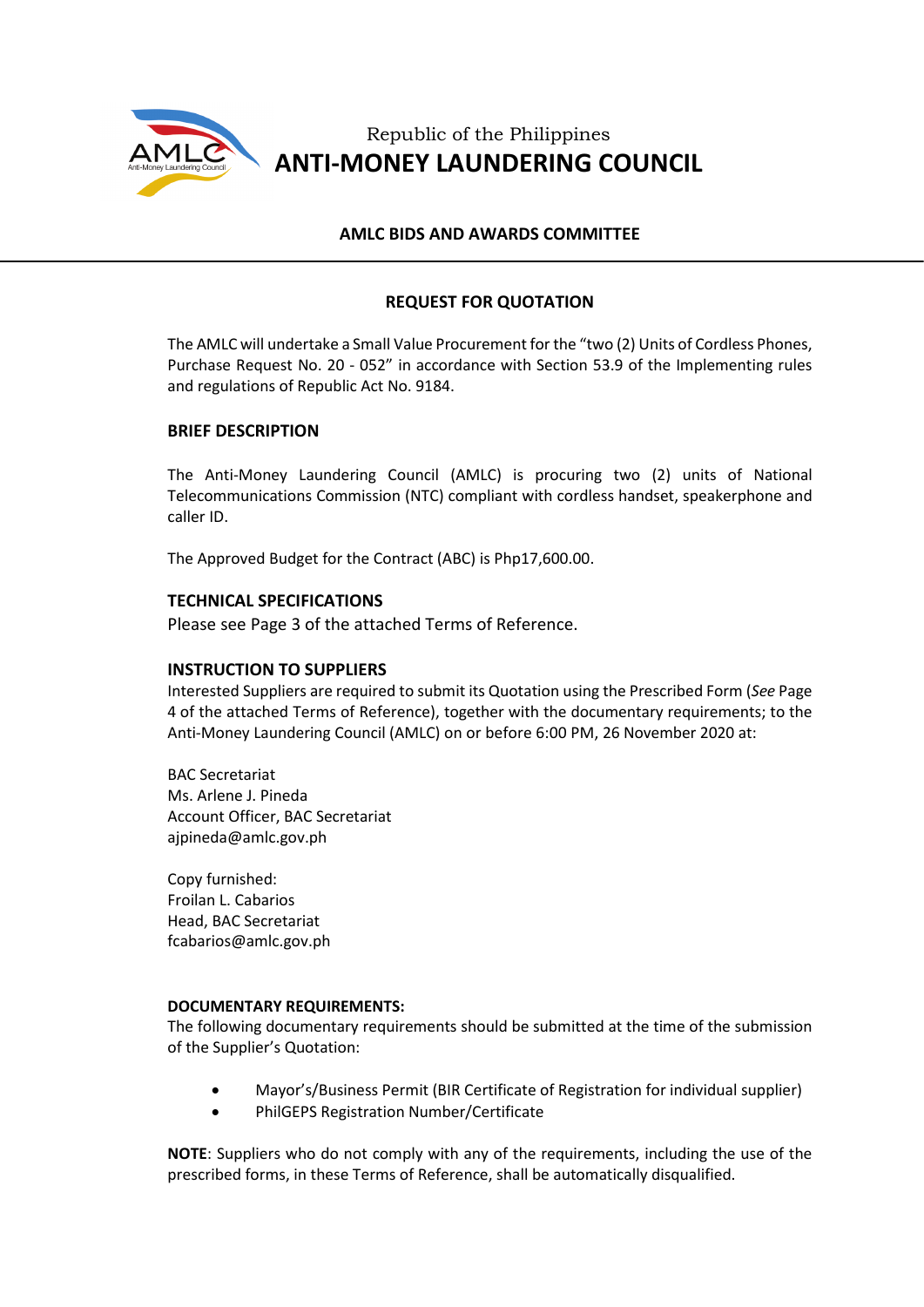Republic of the Philippines

# ANTI-MONEY LAUNDERING COUNCIL

**AMLC BIDS AND AWARDS COMMITTEE**

## REQUEST FOR QUOTATION

The AMLC will undertake a Small Value Procurement for the "two (2) Units of Cordless Phones, Purchase Request No. 20 - 052" in accordance with Section 53.9 of the Implementing rules and regulations of Republic Act No. 9184.

### BRIEF DESCRIPTION

The Anti-Money Laundering Council (AMLC) is procuring two (2) units of National Telecommunications Commission (NTC) compliant with cordless handset, speakerphone and caller ID.

The Approved Budget for the Contract (ABC) is Php17,600.00.

### TECHNICAL SPECIFICATIONS

Please see Page 3 of the attached Terms of Reference.

### INSTRUCTION TO SUPPLIERS

Interested Suppliers are required to submit its Quotation using the Prescribed Form (*See* Page 4 of the attached Terms of Reference), together with the documentary requirements; to the Anti-Money Laundering Council (AMLC) on or before 6:00 PM, 26 November 2020 at:

BAC Secretariat
Ms. Arlene J. Pineda
Account Officer, BAC Secretariat
ajpineda@amlc.gov.ph

Copy furnished:
Froilan L. Cabarios
Head, BAC Secretariat
fcabarios@amlc.gov.ph

**DOCUMENTARY REQUIREMENTS:**

The following documentary requirements should be submitted at the time of the submission of the Supplier's Quotation:

- Mayor's/Business Permit (BIR Certificate of Registration for individual supplier)
- PhilGEPS Registration Number/Certificate

**NOTE**: Suppliers who do not comply with any of the requirements, including the use of the prescribed forms, in these Terms of Reference, shall be automatically disqualified.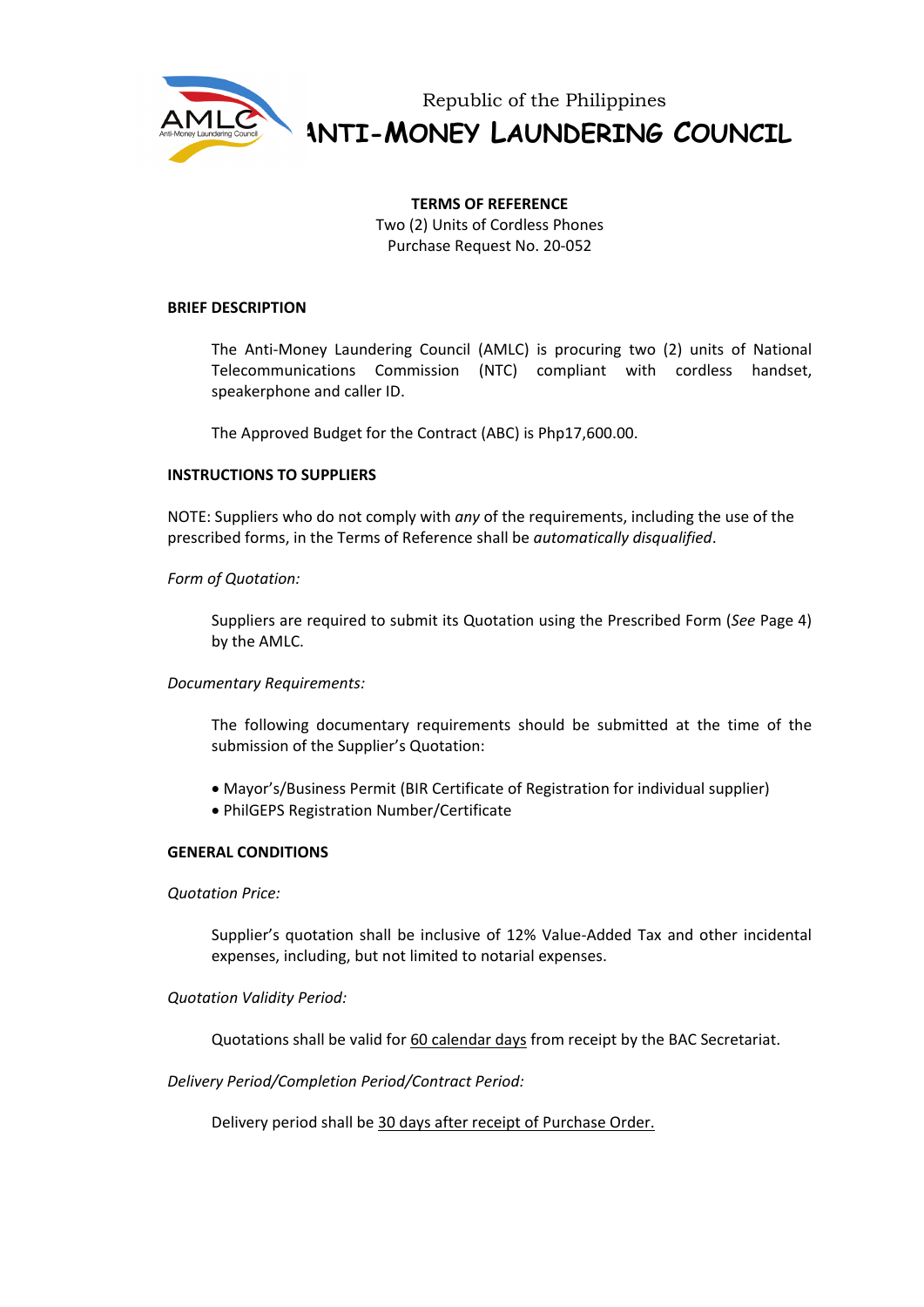Republic of the Philippines

# ANTI-MONEY LAUNDERING COUNCIL

**TERMS OF REFERENCE**
Two (2) Units of Cordless Phones
Purchase Request No. 20-052

**BRIEF DESCRIPTION**

The Anti-Money Laundering Council (AMLC) is procuring two (2) units of National Telecommunications Commission (NTC) compliant with cordless handset, speakerphone and caller ID.

The Approved Budget for the Contract (ABC) is Php17,600.00.

**INSTRUCTIONS TO SUPPLIERS**

NOTE: Suppliers who do not comply with *any* of the requirements, including the use of the prescribed forms, in the Terms of Reference shall be *automatically disqualified*.

*Form of Quotation:*

Suppliers are required to submit its Quotation using the Prescribed Form (*See* Page 4) by the AMLC.

*Documentary Requirements:*

The following documentary requirements should be submitted at the time of the submission of the Supplier's Quotation:

- Mayor's/Business Permit (BIR Certificate of Registration for individual supplier)
- PhilGEPS Registration Number/Certificate

**GENERAL CONDITIONS**

*Quotation Price:*

Supplier's quotation shall be inclusive of 12% Value-Added Tax and other incidental expenses, including, but not limited to notarial expenses.

*Quotation Validity Period:*

Quotations shall be valid for 60 calendar days from receipt by the BAC Secretariat.

*Delivery Period/Completion Period/Contract Period:*

Delivery period shall be 30 days after receipt of Purchase Order.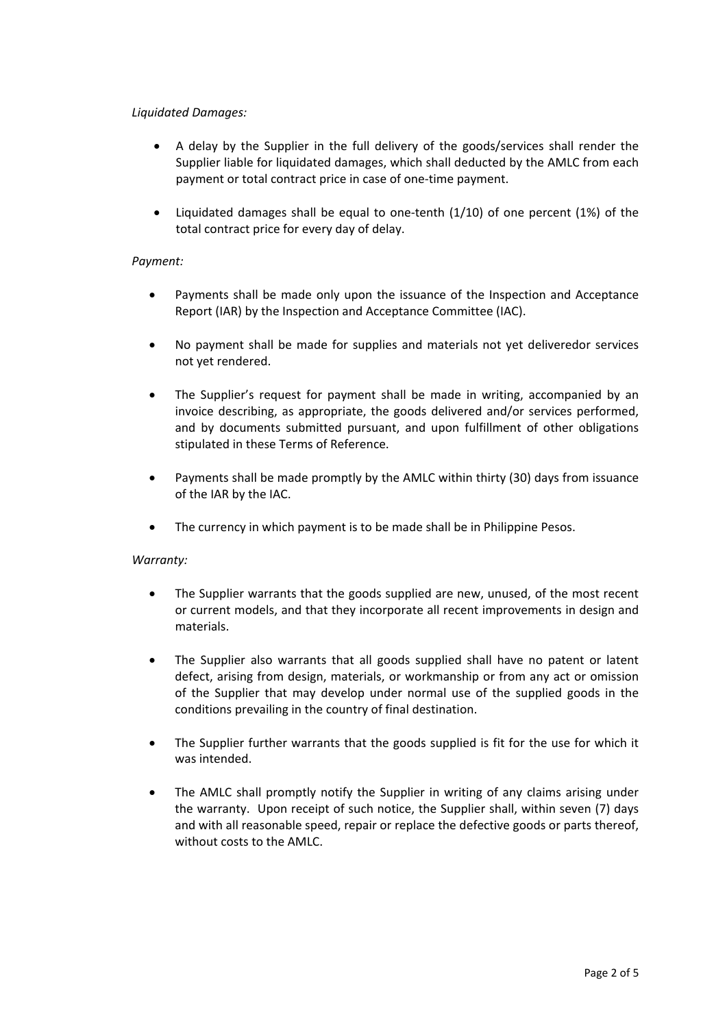*Liquidated Damages:*

- A delay by the Supplier in the full delivery of the goods/services shall render the Supplier liable for liquidated damages, which shall deducted by the AMLC from each payment or total contract price in case of one-time payment.

- Liquidated damages shall be equal to one-tenth (1/10) of one percent (1%) of the total contract price for every day of delay.

*Payment:*

- Payments shall be made only upon the issuance of the Inspection and Acceptance Report (IAR) by the Inspection and Acceptance Committee (IAC).

- No payment shall be made for supplies and materials not yet deliveredor services not yet rendered.

- The Supplier's request for payment shall be made in writing, accompanied by an invoice describing, as appropriate, the goods delivered and/or services performed, and by documents submitted pursuant, and upon fulfillment of other obligations stipulated in these Terms of Reference.

- Payments shall be made promptly by the AMLC within thirty (30) days from issuance of the IAR by the IAC.

- The currency in which payment is to be made shall be in Philippine Pesos.

*Warranty:*

- The Supplier warrants that the goods supplied are new, unused, of the most recent or current models, and that they incorporate all recent improvements in design and materials.

- The Supplier also warrants that all goods supplied shall have no patent or latent defect, arising from design, materials, or workmanship or from any act or omission of the Supplier that may develop under normal use of the supplied goods in the conditions prevailing in the country of final destination.

- The Supplier further warrants that the goods supplied is fit for the use for which it was intended.

- The AMLC shall promptly notify the Supplier in writing of any claims arising under the warranty. Upon receipt of such notice, the Supplier shall, within seven (7) days and with all reasonable speed, repair or replace the defective goods or parts thereof, without costs to the AMLC.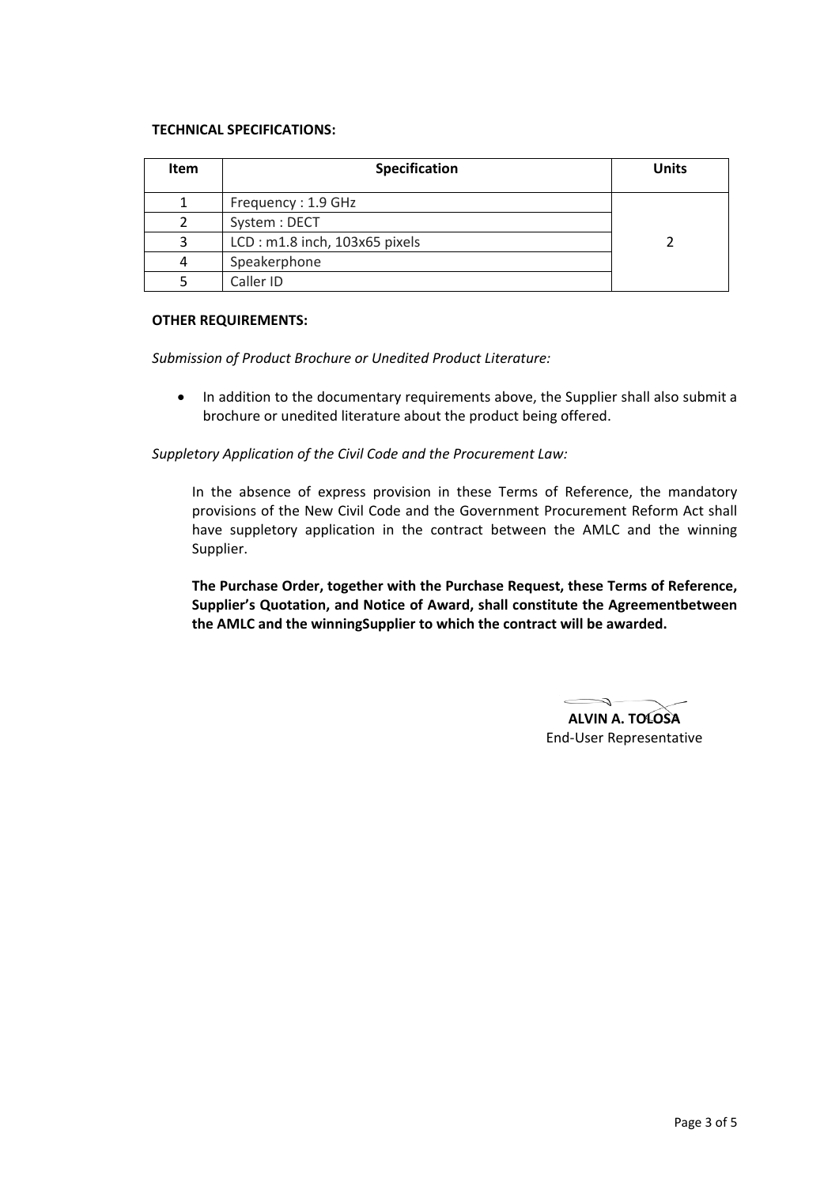**TECHNICAL SPECIFICATIONS:**

| Item | Specification | Units |
|---|---|---|
| 1 | Frequency : 1.9 GHz | 2 |
| 2 | System : DECT | |
| 3 | LCD : m1.8 inch, 103x65 pixels | |
| 4 | Speakerphone | |
| 5 | Caller ID | |

**OTHER REQUIREMENTS:**

*Submission of Product Brochure or Unedited Product Literature:*

- In addition to the documentary requirements above, the Supplier shall also submit a brochure or unedited literature about the product being offered.

*Suppletory Application of the Civil Code and the Procurement Law:*

In the absence of express provision in these Terms of Reference, the mandatory provisions of the New Civil Code and the Government Procurement Reform Act shall have suppletory application in the contract between the AMLC and the winning Supplier.

**The Purchase Order, together with the Purchase Request, these Terms of Reference, Supplier's Quotation, and Notice of Award, shall constitute the Agreementbetween the AMLC and the winningSupplier to which the contract will be awarded.**

**ALVIN A. TOLOSA**
End-User Representative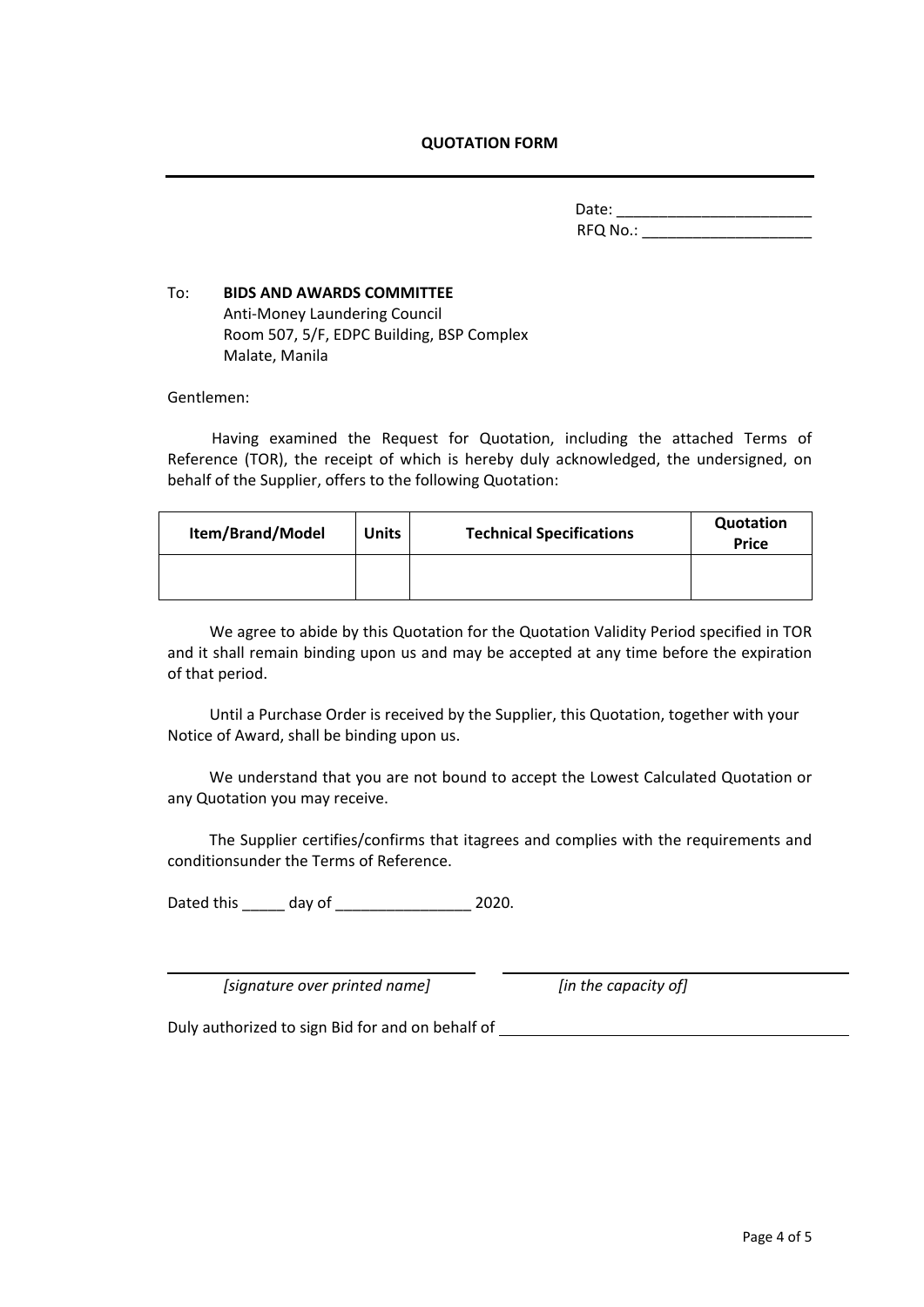**QUOTATION FORM**

---

Date: ______________________
RFQ No.: ___________________

To: **BIDS AND AWARDS COMMITTEE**
Anti-Money Laundering Council
Room 507, 5/F, EDPC Building, BSP Complex
Malate, Manila

Gentlemen:

Having examined the Request for Quotation, including the attached Terms of Reference (TOR), the receipt of which is hereby duly acknowledged, the undersigned, on behalf of the Supplier, offers to the following Quotation:

| Item/Brand/Model | Units | Technical Specifications | Quotation Price |
|---|---|---|---|
| | | | |

We agree to abide by this Quotation for the Quotation Validity Period specified in TOR and it shall remain binding upon us and may be accepted at any time before the expiration of that period.

Until a Purchase Order is received by the Supplier, this Quotation, together with your Notice of Award, shall be binding upon us.

We understand that you are not bound to accept the Lowest Calculated Quotation or any Quotation you may receive.

The Supplier certifies/confirms that itagrees and complies with the requirements and conditionsunder the Terms of Reference.

Dated this _____ day of ________________ 2020.

_______________________________ _______________________________
*[signature over printed name]* *[in the capacity of]*

Duly authorized to sign Bid for and on behalf of _______________________________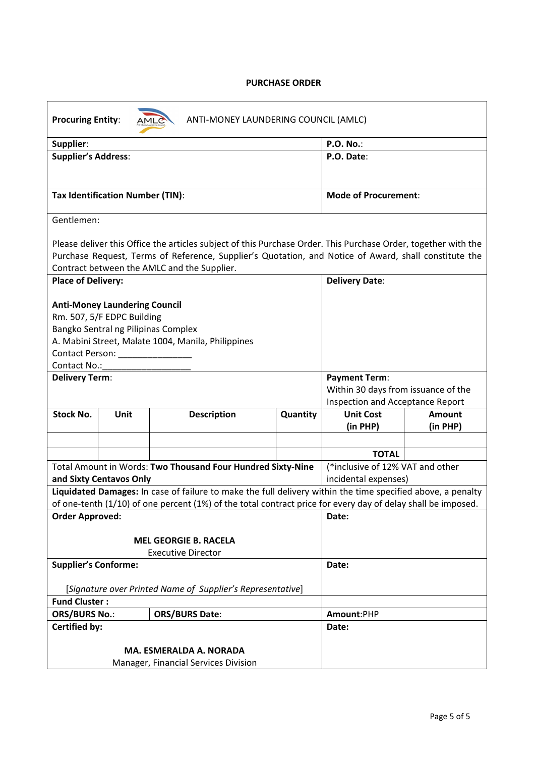# PURCHASE ORDER

| | | | | | |
|---|---|---|---|---|---|
| **Procuring Entity**: ANTI-MONEY LAUNDERING COUNCIL (AMLC) | | | | | |
| **Supplier**: | | | | **P.O. No.**: | |
| **Supplier's Address**: | | | | **P.O. Date**: | |
| **Tax Identification Number (TIN)**: | | | | **Mode of Procurement**: | |
| Gentlemen:<br><br>Please deliver this Office the articles subject of this Purchase Order. This Purchase Order, together with the Purchase Request, Terms of Reference, Supplier's Quotation, and Notice of Award, shall constitute the Contract between the AMLC and the Supplier. | | | | | |
| **Place of Delivery:**<br><br>**Anti-Money Laundering Council**<br>Rm. 507, 5/F EDPC Building<br>Bangko Sentral ng Pilipinas Complex<br>A. Mabini Street, Malate 1004, Manila, Philippines<br>Contact Person: _______________<br>Contact No.:__________________ | | | | **Delivery Date**: | |
| **Delivery Term**: | | | | **Payment Term**:<br>Within 30 days from issuance of the Inspection and Acceptance Report | |
| **Stock No.** | **Unit** | **Description** | **Quantity** | **Unit Cost (in PHP)** | **Amount (in PHP)** |
| | | | | | |
| | | | | **TOTAL** | |
| Total Amount in Words: **Two Thousand Four Hundred Sixty-Nine and Sixty Centavos Only** | | | | (*inclusive of 12% VAT and other incidental expenses) | |
| **Liquidated Damages:** In case of failure to make the full delivery within the time specified above, a penalty of one-tenth (1/10) of one percent (1%) of the total contract price for every day of delay shall be imposed. | | | | | |
| **Order Approved:**<br><br>**MEL GEORGIE B. RACELA**<br>Executive Director | | | | **Date:** | |
| **Supplier's Conforme:**<br><br>[*Signature over Printed Name of Supplier's Representative*] | | | | **Date:** | |
| **Fund Cluster :** | | | | | |
| **ORS/BURS No.**: | **ORS/BURS Date**: | | | **Amount**:PHP | |
| **Certified by:**<br><br>**MA. ESMERALDA A. NORADA**<br>Manager, Financial Services Division | | | | **Date:** | |